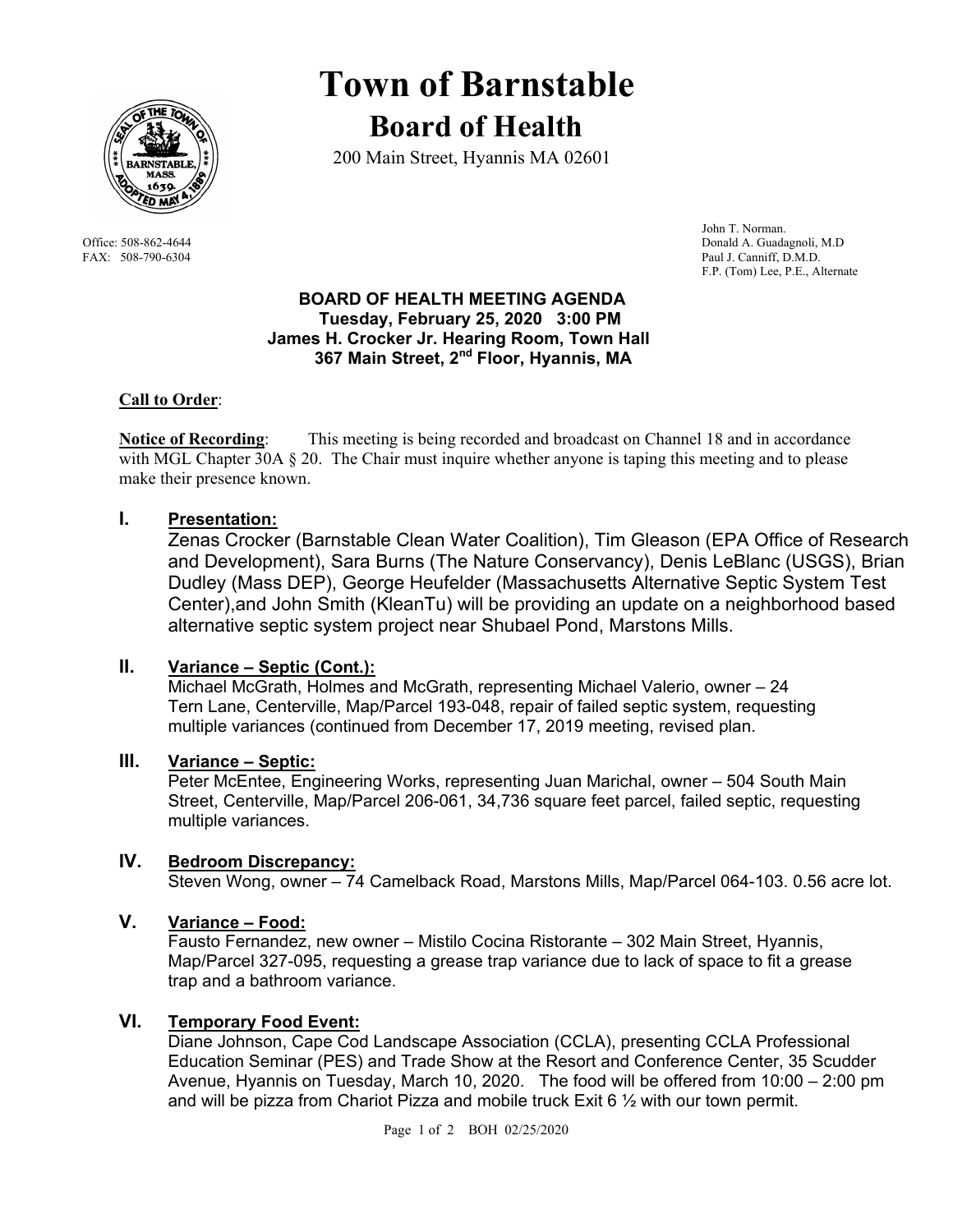# Town of Barnstable

## Board of Health

200 Main Street, Hyannis MA 02601

Office: 508-862-4644
FAX: 508-790-6304

John T. Norman.
Donald A. Guadagnoli, M.D
Paul J. Canniff, D.M.D.
F.P. (Tom) Lee, P.E., Alternate

**BOARD OF HEALTH MEETING AGENDA**
**Tuesday, February 25, 2020 3:00 PM**
**James H. Crocker Jr. Hearing Room, Town Hall**
**367 Main Street, 2nd Floor, Hyannis, MA**

**Call to Order**:

**Notice of Recording**: This meeting is being recorded and broadcast on Channel 18 and in accordance with MGL Chapter 30A § 20. The Chair must inquire whether anyone is taping this meeting and to please make their presence known.

### I. Presentation:

Zenas Crocker (Barnstable Clean Water Coalition), Tim Gleason (EPA Office of Research and Development), Sara Burns (The Nature Conservancy), Denis LeBlanc (USGS), Brian Dudley (Mass DEP), George Heufelder (Massachusetts Alternative Septic System Test Center),and John Smith (KleanTu) will be providing an update on a neighborhood based alternative septic system project near Shubael Pond, Marstons Mills.

### II. Variance – Septic (Cont.):

Michael McGrath, Holmes and McGrath, representing Michael Valerio, owner – 24 Tern Lane, Centerville, Map/Parcel 193-048, repair of failed septic system, requesting multiple variances (continued from December 17, 2019 meeting, revised plan.

### III. Variance – Septic:

Peter McEntee, Engineering Works, representing Juan Marichal, owner – 504 South Main Street, Centerville, Map/Parcel 206-061, 34,736 square feet parcel, failed septic, requesting multiple variances.

### IV. Bedroom Discrepancy:

Steven Wong, owner – 74 Camelback Road, Marstons Mills, Map/Parcel 064-103. 0.56 acre lot.

### V. Variance – Food:

Fausto Fernandez, new owner – Mistilo Cocina Ristorante – 302 Main Street, Hyannis, Map/Parcel 327-095, requesting a grease trap variance due to lack of space to fit a grease trap and a bathroom variance.

### VI. Temporary Food Event:

Diane Johnson, Cape Cod Landscape Association (CCLA), presenting CCLA Professional Education Seminar (PES) and Trade Show at the Resort and Conference Center, 35 Scudder Avenue, Hyannis on Tuesday, March 10, 2020. The food will be offered from 10:00 – 2:00 pm and will be pizza from Chariot Pizza and mobile truck Exit 6 ½ with our town permit.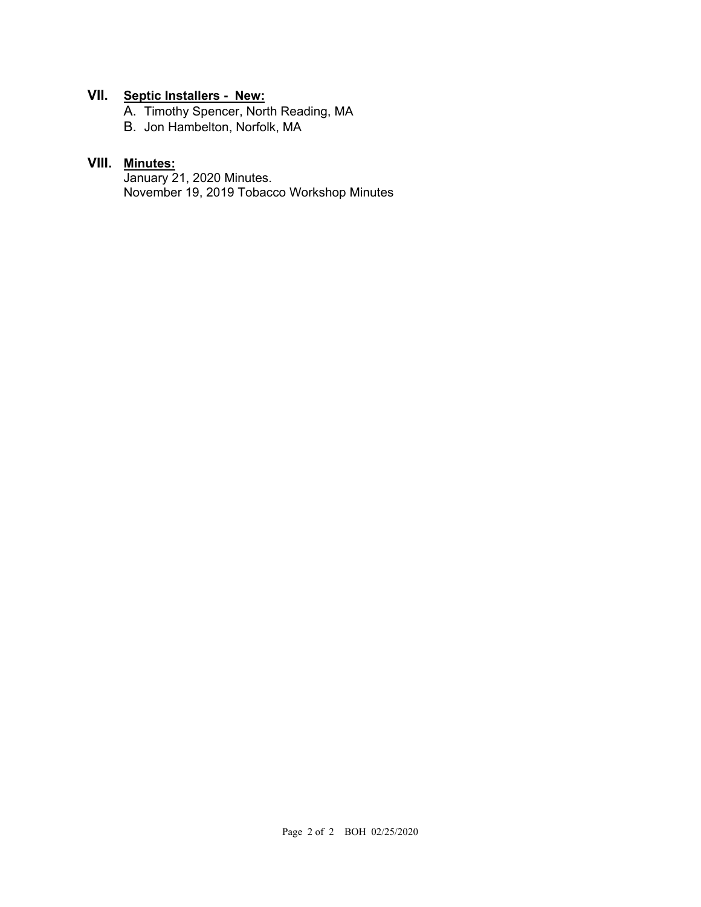## VII. Septic Installers - New:

A. Timothy Spencer, North Reading, MA
B. Jon Hambelton, Norfolk, MA

## VIII. Minutes:

January 21, 2020 Minutes.
November 19, 2019 Tobacco Workshop Minutes